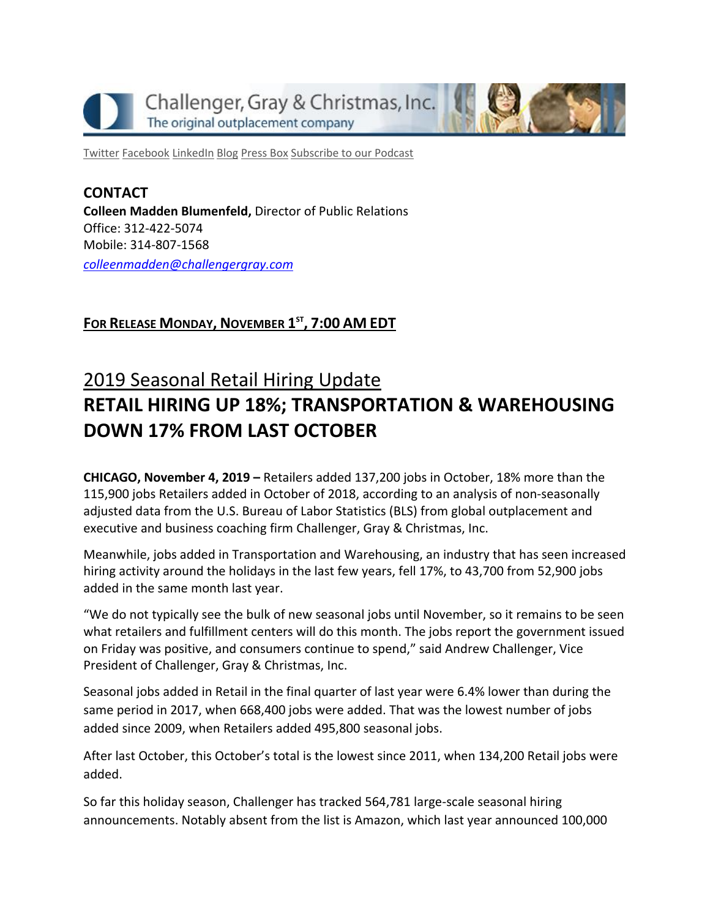Challenger, Gray & Christmas, Inc.
The original outplacement company

Twitter Facebook LinkedIn Blog Press Box Subscribe to our Podcast

**CONTACT**
**Colleen Madden Blumenfeld,** Director of Public Relations
Office: 312-422-5074
Mobile: 314-807-1568
*colleenmadden@challengergray.com*

**FOR RELEASE MONDAY, NOVEMBER 1ST, 7:00 AM EDT**

## 2019 Seasonal Retail Hiring Update

# RETAIL HIRING UP 18%; TRANSPORTATION & WAREHOUSING DOWN 17% FROM LAST OCTOBER

**CHICAGO, November 4, 2019 –** Retailers added 137,200 jobs in October, 18% more than the 115,900 jobs Retailers added in October of 2018, according to an analysis of non-seasonally adjusted data from the U.S. Bureau of Labor Statistics (BLS) from global outplacement and executive and business coaching firm Challenger, Gray & Christmas, Inc.

Meanwhile, jobs added in Transportation and Warehousing, an industry that has seen increased hiring activity around the holidays in the last few years, fell 17%, to 43,700 from 52,900 jobs added in the same month last year.

"We do not typically see the bulk of new seasonal jobs until November, so it remains to be seen what retailers and fulfillment centers will do this month. The jobs report the government issued on Friday was positive, and consumers continue to spend," said Andrew Challenger, Vice President of Challenger, Gray & Christmas, Inc.

Seasonal jobs added in Retail in the final quarter of last year were 6.4% lower than during the same period in 2017, when 668,400 jobs were added. That was the lowest number of jobs added since 2009, when Retailers added 495,800 seasonal jobs.

After last October, this October's total is the lowest since 2011, when 134,200 Retail jobs were added.

So far this holiday season, Challenger has tracked 564,781 large-scale seasonal hiring announcements. Notably absent from the list is Amazon, which last year announced 100,000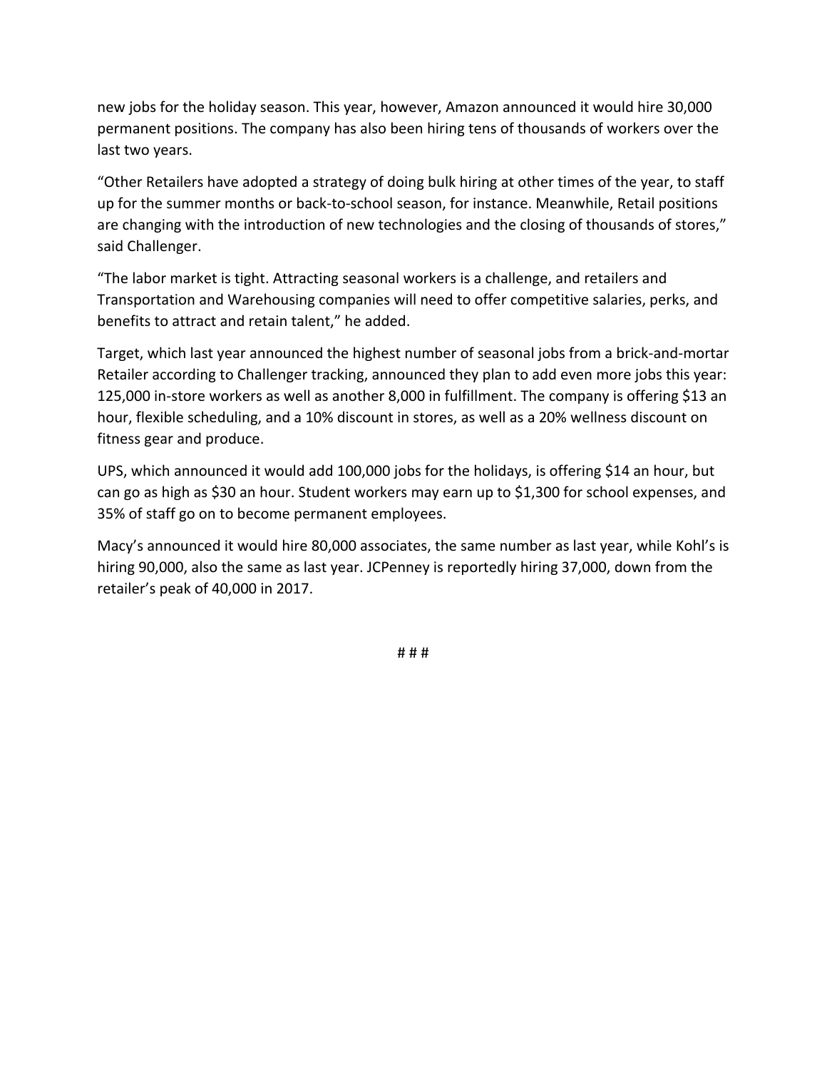new jobs for the holiday season. This year, however, Amazon announced it would hire 30,000 permanent positions. The company has also been hiring tens of thousands of workers over the last two years.

“Other Retailers have adopted a strategy of doing bulk hiring at other times of the year, to staff up for the summer months or back-to-school season, for instance. Meanwhile, Retail positions are changing with the introduction of new technologies and the closing of thousands of stores,” said Challenger.

“The labor market is tight. Attracting seasonal workers is a challenge, and retailers and Transportation and Warehousing companies will need to offer competitive salaries, perks, and benefits to attract and retain talent,” he added.

Target, which last year announced the highest number of seasonal jobs from a brick-and-mortar Retailer according to Challenger tracking, announced they plan to add even more jobs this year: 125,000 in-store workers as well as another 8,000 in fulfillment. The company is offering $13 an hour, flexible scheduling, and a 10% discount in stores, as well as a 20% wellness discount on fitness gear and produce.

UPS, which announced it would add 100,000 jobs for the holidays, is offering $14 an hour, but can go as high as $30 an hour. Student workers may earn up to $1,300 for school expenses, and 35% of staff go on to become permanent employees.

Macy’s announced it would hire 80,000 associates, the same number as last year, while Kohl’s is hiring 90,000, also the same as last year. JCPenney is reportedly hiring 37,000, down from the retailer’s peak of 40,000 in 2017.

# # #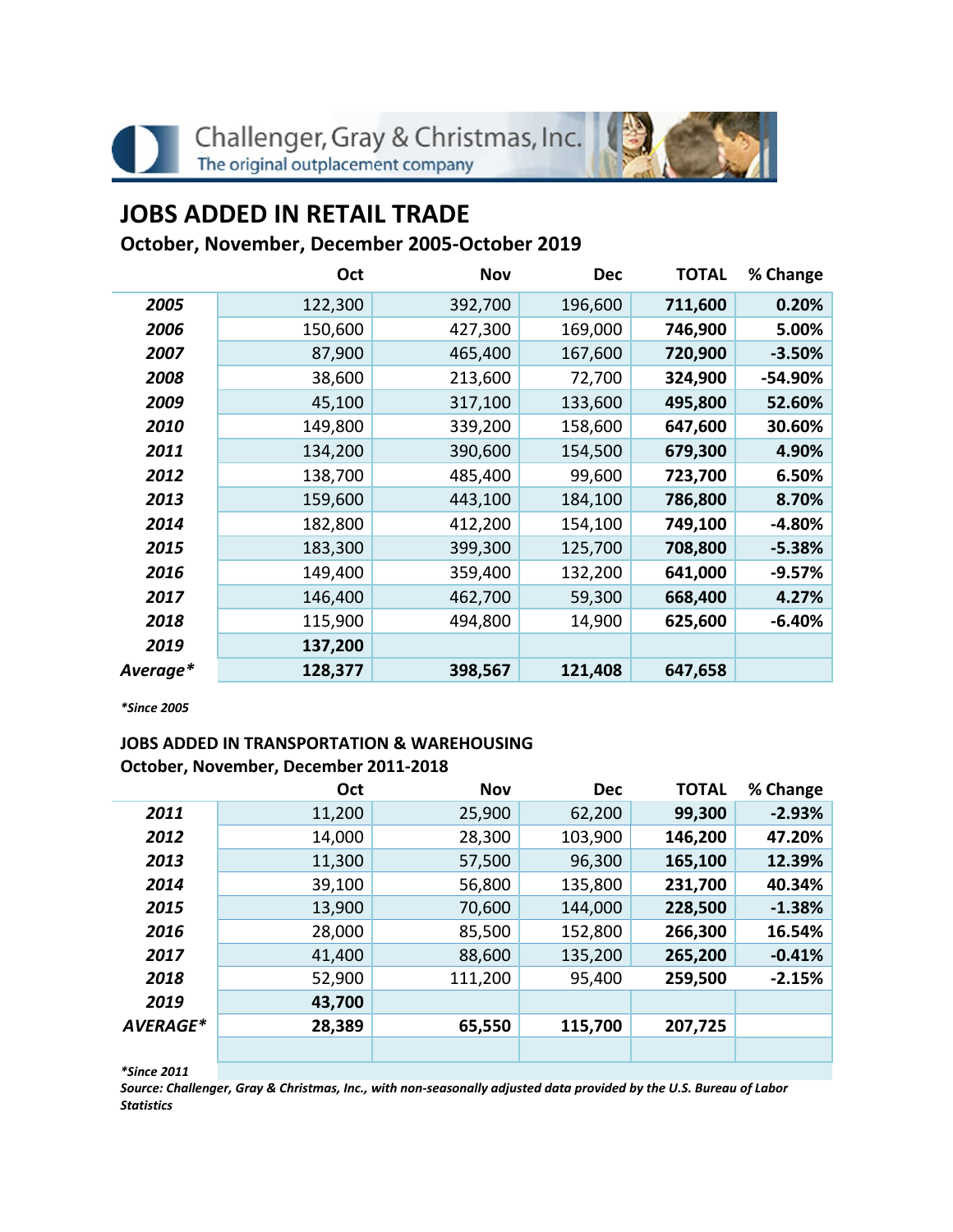Challenger, Gray & Christmas, Inc.
The original outplacement company

# JOBS ADDED IN RETAIL TRADE

## October, November, December 2005-October 2019

| | Oct | Nov | Dec | TOTAL | % Change |
|---|---|---|---|---|---|
| **2005** | 122,300 | 392,700 | 196,600 | **711,600** | **0.20%** |
| **2006** | 150,600 | 427,300 | 169,000 | **746,900** | **5.00%** |
| **2007** | 87,900 | 465,400 | 167,600 | **720,900** | **-3.50%** |
| **2008** | 38,600 | 213,600 | 72,700 | **324,900** | **-54.90%** |
| **2009** | 45,100 | 317,100 | 133,600 | **495,800** | **52.60%** |
| **2010** | 149,800 | 339,200 | 158,600 | **647,600** | **30.60%** |
| **2011** | 134,200 | 390,600 | 154,500 | **679,300** | **4.90%** |
| **2012** | 138,700 | 485,400 | 99,600 | **723,700** | **6.50%** |
| **2013** | 159,600 | 443,100 | 184,100 | **786,800** | **8.70%** |
| **2014** | 182,800 | 412,200 | 154,100 | **749,100** | **-4.80%** |
| **2015** | 183,300 | 399,300 | 125,700 | **708,800** | **-5.38%** |
| **2016** | 149,400 | 359,400 | 132,200 | **641,000** | **-9.57%** |
| **2017** | 146,400 | 462,700 | 59,300 | **668,400** | **4.27%** |
| **2018** | 115,900 | 494,800 | 14,900 | **625,600** | **-6.40%** |
| **2019** | **137,200** | | | | |
| ***Average**** | **128,377** | **398,567** | **121,408** | **647,658** | |

***Since 2005***

### JOBS ADDED IN TRANSPORTATION & WAREHOUSING

**October, November, December 2011-2018**

| | Oct | Nov | Dec | TOTAL | % Change |
|---|---|---|---|---|---|
| **2011** | 11,200 | 25,900 | 62,200 | **99,300** | **-2.93%** |
| **2012** | 14,000 | 28,300 | 103,900 | **146,200** | **47.20%** |
| **2013** | 11,300 | 57,500 | 96,300 | **165,100** | **12.39%** |
| **2014** | 39,100 | 56,800 | 135,800 | **231,700** | **40.34%** |
| **2015** | 13,900 | 70,600 | 144,000 | **228,500** | **-1.38%** |
| **2016** | 28,000 | 85,500 | 152,800 | **266,300** | **16.54%** |
| **2017** | 41,400 | 88,600 | 135,200 | **265,200** | **-0.41%** |
| **2018** | 52,900 | 111,200 | 95,400 | **259,500** | **-2.15%** |
| **2019** | **43,700** | | | | |
| ***AVERAGE**** | **28,389** | **65,550** | **115,700** | **207,725** | |

***Since 2011***

***Source: Challenger, Gray & Christmas, Inc., with non-seasonally adjusted data provided by the U.S. Bureau of Labor Statistics***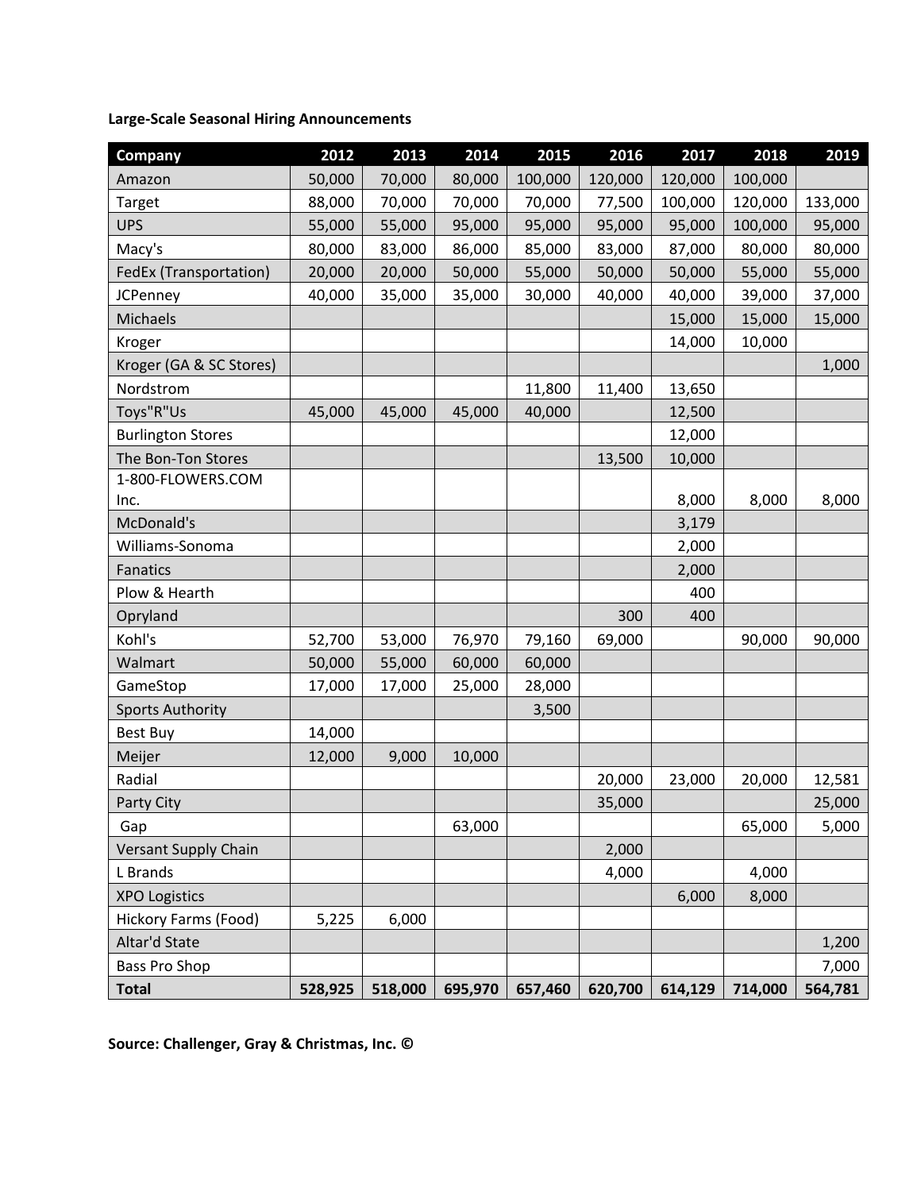**Large-Scale Seasonal Hiring Announcements**

| Company | 2012 | 2013 | 2014 | 2015 | 2016 | 2017 | 2018 | 2019 |
|---|---|---|---|---|---|---|---|---|
| Amazon | 50,000 | 70,000 | 80,000 | 100,000 | 120,000 | 120,000 | 100,000 | |
| Target | 88,000 | 70,000 | 70,000 | 70,000 | 77,500 | 100,000 | 120,000 | 133,000 |
| UPS | 55,000 | 55,000 | 95,000 | 95,000 | 95,000 | 95,000 | 100,000 | 95,000 |
| Macy's | 80,000 | 83,000 | 86,000 | 85,000 | 83,000 | 87,000 | 80,000 | 80,000 |
| FedEx (Transportation) | 20,000 | 20,000 | 50,000 | 55,000 | 50,000 | 50,000 | 55,000 | 55,000 |
| JCPenney | 40,000 | 35,000 | 35,000 | 30,000 | 40,000 | 40,000 | 39,000 | 37,000 |
| Michaels | | | | | | 15,000 | 15,000 | 15,000 |
| Kroger | | | | | | 14,000 | 10,000 | |
| Kroger (GA & SC Stores) | | | | | | | | 1,000 |
| Nordstrom | | | | 11,800 | 11,400 | 13,650 | | |
| Toys"R"Us | 45,000 | 45,000 | 45,000 | 40,000 | | 12,500 | | |
| Burlington Stores | | | | | | 12,000 | | |
| The Bon-Ton Stores | | | | | 13,500 | 10,000 | | |
| 1-800-FLOWERS.COM Inc. | | | | | | 8,000 | 8,000 | 8,000 |
| McDonald's | | | | | | 3,179 | | |
| Williams-Sonoma | | | | | | 2,000 | | |
| Fanatics | | | | | | 2,000 | | |
| Plow & Hearth | | | | | | 400 | | |
| Opryland | | | | | 300 | 400 | | |
| Kohl's | 52,700 | 53,000 | 76,970 | 79,160 | 69,000 | | 90,000 | 90,000 |
| Walmart | 50,000 | 55,000 | 60,000 | 60,000 | | | | |
| GameStop | 17,000 | 17,000 | 25,000 | 28,000 | | | | |
| Sports Authority | | | | 3,500 | | | | |
| Best Buy | 14,000 | | | | | | | |
| Meijer | 12,000 | 9,000 | 10,000 | | | | | |
| Radial | | | | | 20,000 | 23,000 | 20,000 | 12,581 |
| Party City | | | | | 35,000 | | | 25,000 |
| Gap | | | 63,000 | | | | 65,000 | 5,000 |
| Versant Supply Chain | | | | | 2,000 | | | |
| L Brands | | | | | 4,000 | | 4,000 | |
| XPO Logistics | | | | | | 6,000 | 8,000 | |
| Hickory Farms (Food) | 5,225 | 6,000 | | | | | | |
| Altar'd State | | | | | | | | 1,200 |
| Bass Pro Shop | | | | | | | | 7,000 |
| **Total** | **528,925** | **518,000** | **695,970** | **657,460** | **620,700** | **614,129** | **714,000** | **564,781** |

**Source: Challenger, Gray & Christmas, Inc. ©**